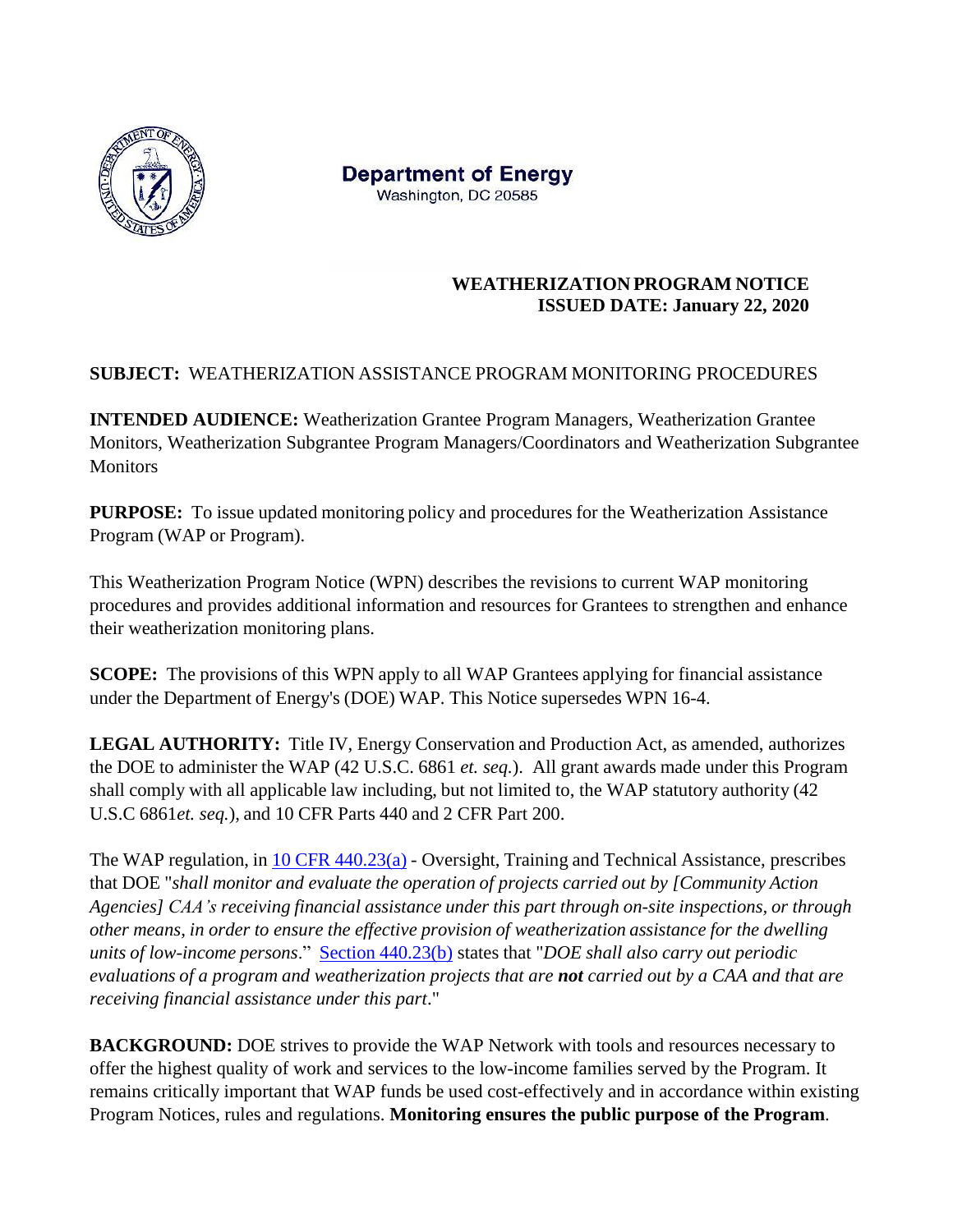**Department of Energy**
Washington, DC 20585

**WEATHERIZATION PROGRAM NOTICE**
**ISSUED DATE: January 22, 2020**

**SUBJECT:** WEATHERIZATION ASSISTANCE PROGRAM MONITORING PROCEDURES

**INTENDED AUDIENCE:** Weatherization Grantee Program Managers, Weatherization Grantee Monitors, Weatherization Subgrantee Program Managers/Coordinators and Weatherization Subgrantee Monitors

**PURPOSE:** To issue updated monitoring policy and procedures for the Weatherization Assistance Program (WAP or Program).

This Weatherization Program Notice (WPN) describes the revisions to current WAP monitoring procedures and provides additional information and resources for Grantees to strengthen and enhance their weatherization monitoring plans.

**SCOPE:** The provisions of this WPN apply to all WAP Grantees applying for financial assistance under the Department of Energy's (DOE) WAP. This Notice supersedes WPN 16-4.

**LEGAL AUTHORITY:** Title IV, Energy Conservation and Production Act, as amended, authorizes the DOE to administer the WAP (42 U.S.C. 6861 *et. seq.*). All grant awards made under this Program shall comply with all applicable law including, but not limited to, the WAP statutory authority (42 U.S.C 6861*et. seq.*), and 10 CFR Parts 440 and 2 CFR Part 200.

The WAP regulation, in 10 CFR 440.23(a) - Oversight, Training and Technical Assistance, prescribes that DOE "*shall monitor and evaluate the operation of projects carried out by [Community Action Agencies] CAA's receiving financial assistance under this part through on-site inspections, or through other means, in order to ensure the effective provision of weatherization assistance for the dwelling units of low-income persons*." Section 440.23(b) states that "*DOE shall also carry out periodic evaluations of a program and weatherization projects that are **not** carried out by a CAA and that are receiving financial assistance under this part*."

**BACKGROUND:** DOE strives to provide the WAP Network with tools and resources necessary to offer the highest quality of work and services to the low-income families served by the Program. It remains critically important that WAP funds be used cost-effectively and in accordance within existing Program Notices, rules and regulations. **Monitoring ensures the public purpose of the Program**.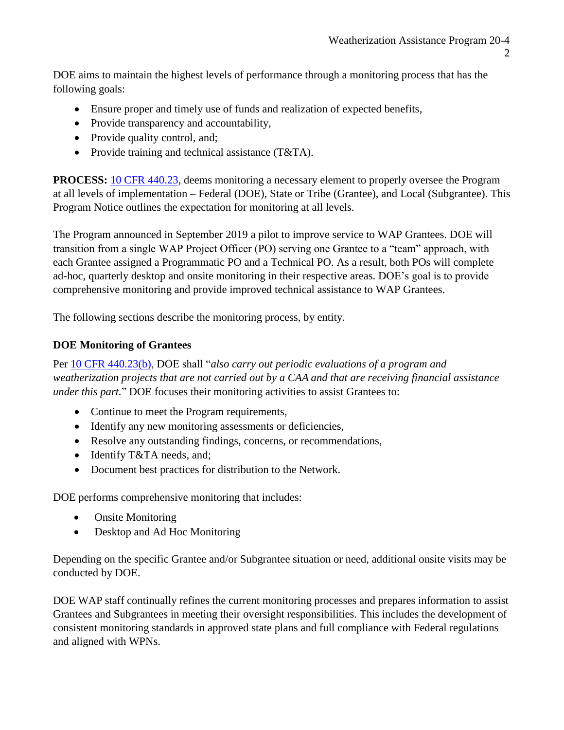DOE aims to maintain the highest levels of performance through a monitoring process that has the following goals:

- Ensure proper and timely use of funds and realization of expected benefits,
- Provide transparency and accountability,
- Provide quality control, and;
- Provide training and technical assistance (T&TA).

**PROCESS:** 10 CFR 440.23, deems monitoring a necessary element to properly oversee the Program at all levels of implementation – Federal (DOE), State or Tribe (Grantee), and Local (Subgrantee). This Program Notice outlines the expectation for monitoring at all levels.

The Program announced in September 2019 a pilot to improve service to WAP Grantees. DOE will transition from a single WAP Project Officer (PO) serving one Grantee to a "team" approach, with each Grantee assigned a Programmatic PO and a Technical PO. As a result, both POs will complete ad-hoc, quarterly desktop and onsite monitoring in their respective areas. DOE's goal is to provide comprehensive monitoring and provide improved technical assistance to WAP Grantees.

The following sections describe the monitoring process, by entity.

### DOE Monitoring of Grantees

Per 10 CFR 440.23(b), DOE shall "*also carry out periodic evaluations of a program and weatherization projects that are not carried out by a CAA and that are receiving financial assistance under this part.*" DOE focuses their monitoring activities to assist Grantees to:

- Continue to meet the Program requirements,
- Identify any new monitoring assessments or deficiencies,
- Resolve any outstanding findings, concerns, or recommendations,
- Identify T&TA needs, and;
- Document best practices for distribution to the Network.

DOE performs comprehensive monitoring that includes:

- Onsite Monitoring
- Desktop and Ad Hoc Monitoring

Depending on the specific Grantee and/or Subgrantee situation or need, additional onsite visits may be conducted by DOE.

DOE WAP staff continually refines the current monitoring processes and prepares information to assist Grantees and Subgrantees in meeting their oversight responsibilities. This includes the development of consistent monitoring standards in approved state plans and full compliance with Federal regulations and aligned with WPNs.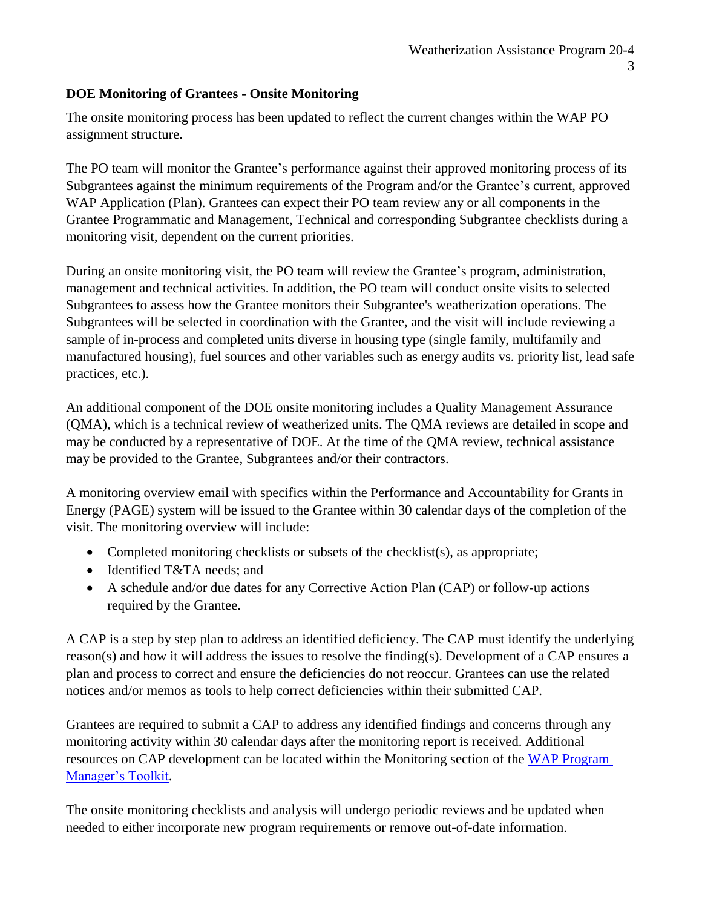**DOE Monitoring of Grantees - Onsite Monitoring**

The onsite monitoring process has been updated to reflect the current changes within the WAP PO assignment structure.

The PO team will monitor the Grantee's performance against their approved monitoring process of its Subgrantees against the minimum requirements of the Program and/or the Grantee's current, approved WAP Application (Plan). Grantees can expect their PO team review any or all components in the Grantee Programmatic and Management, Technical and corresponding Subgrantee checklists during a monitoring visit, dependent on the current priorities.

During an onsite monitoring visit, the PO team will review the Grantee's program, administration, management and technical activities. In addition, the PO team will conduct onsite visits to selected Subgrantees to assess how the Grantee monitors their Subgrantee's weatherization operations. The Subgrantees will be selected in coordination with the Grantee, and the visit will include reviewing a sample of in-process and completed units diverse in housing type (single family, multifamily and manufactured housing), fuel sources and other variables such as energy audits vs. priority list, lead safe practices, etc.).

An additional component of the DOE onsite monitoring includes a Quality Management Assurance (QMA), which is a technical review of weatherized units. The QMA reviews are detailed in scope and may be conducted by a representative of DOE. At the time of the QMA review, technical assistance may be provided to the Grantee, Subgrantees and/or their contractors.

A monitoring overview email with specifics within the Performance and Accountability for Grants in Energy (PAGE) system will be issued to the Grantee within 30 calendar days of the completion of the visit. The monitoring overview will include:

- Completed monitoring checklists or subsets of the checklist(s), as appropriate;
- Identified T&TA needs; and
- A schedule and/or due dates for any Corrective Action Plan (CAP) or follow-up actions required by the Grantee.

A CAP is a step by step plan to address an identified deficiency. The CAP must identify the underlying reason(s) and how it will address the issues to resolve the finding(s). Development of a CAP ensures a plan and process to correct and ensure the deficiencies do not reoccur. Grantees can use the related notices and/or memos as tools to help correct deficiencies within their submitted CAP.

Grantees are required to submit a CAP to address any identified findings and concerns through any monitoring activity within 30 calendar days after the monitoring report is received. Additional resources on CAP development can be located within the Monitoring section of the WAP Program Manager's Toolkit.

The onsite monitoring checklists and analysis will undergo periodic reviews and be updated when needed to either incorporate new program requirements or remove out-of-date information.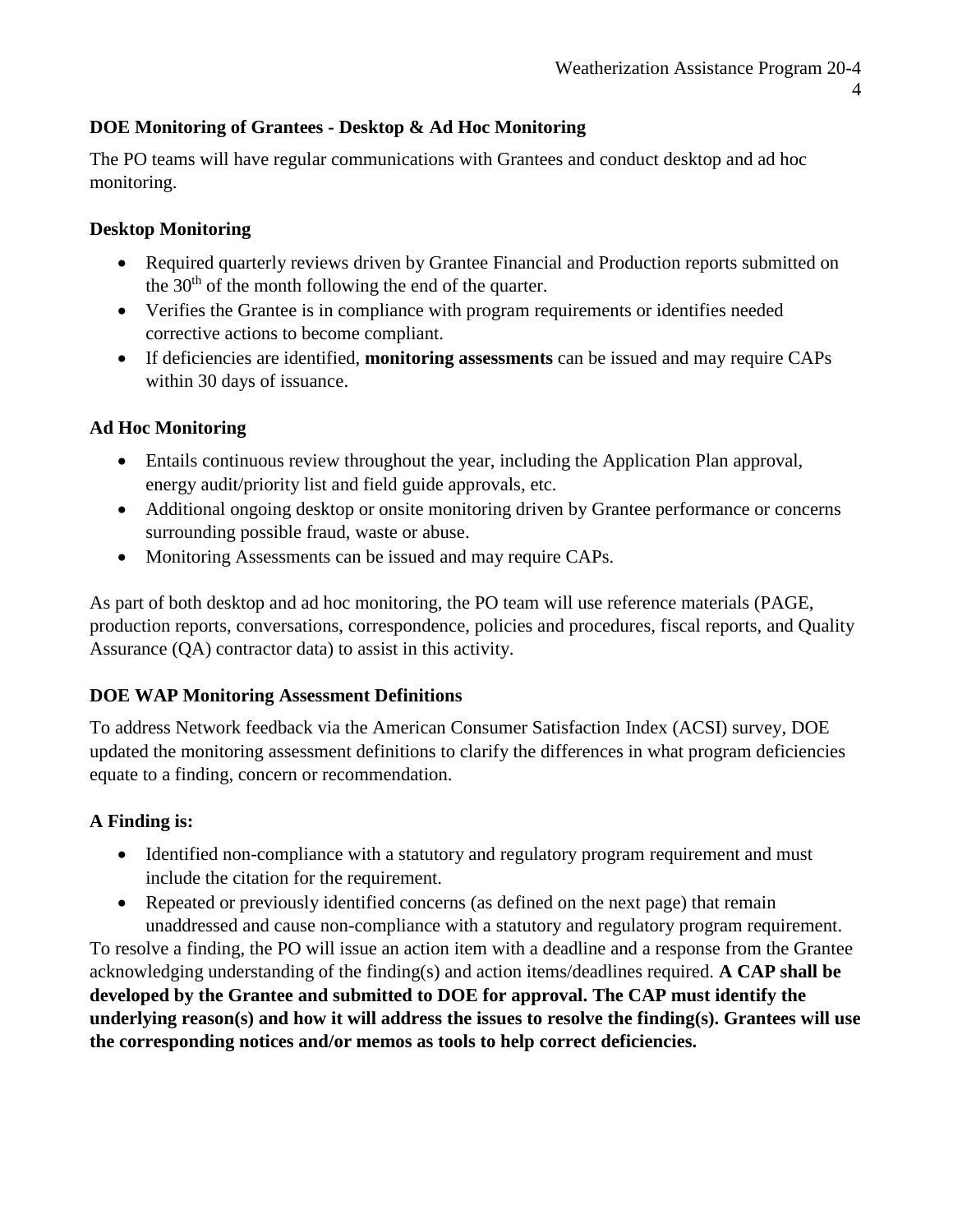### DOE Monitoring of Grantees - Desktop & Ad Hoc Monitoring

The PO teams will have regular communications with Grantees and conduct desktop and ad hoc monitoring.

### Desktop Monitoring

- Required quarterly reviews driven by Grantee Financial and Production reports submitted on the 30th of the month following the end of the quarter.
- Verifies the Grantee is in compliance with program requirements or identifies needed corrective actions to become compliant.
- If deficiencies are identified, **monitoring assessments** can be issued and may require CAPs within 30 days of issuance.

### Ad Hoc Monitoring

- Entails continuous review throughout the year, including the Application Plan approval, energy audit/priority list and field guide approvals, etc.
- Additional ongoing desktop or onsite monitoring driven by Grantee performance or concerns surrounding possible fraud, waste or abuse.
- Monitoring Assessments can be issued and may require CAPs.

As part of both desktop and ad hoc monitoring, the PO team will use reference materials (PAGE, production reports, conversations, correspondence, policies and procedures, fiscal reports, and Quality Assurance (QA) contractor data) to assist in this activity.

### DOE WAP Monitoring Assessment Definitions

To address Network feedback via the American Consumer Satisfaction Index (ACSI) survey, DOE updated the monitoring assessment definitions to clarify the differences in what program deficiencies equate to a finding, concern or recommendation.

### A Finding is:

- Identified non-compliance with a statutory and regulatory program requirement and must include the citation for the requirement.
- Repeated or previously identified concerns (as defined on the next page) that remain unaddressed and cause non-compliance with a statutory and regulatory program requirement.

To resolve a finding, the PO will issue an action item with a deadline and a response from the Grantee acknowledging understanding of the finding(s) and action items/deadlines required. **A CAP shall be developed by the Grantee and submitted to DOE for approval. The CAP must identify the underlying reason(s) and how it will address the issues to resolve the finding(s). Grantees will use the corresponding notices and/or memos as tools to help correct deficiencies.**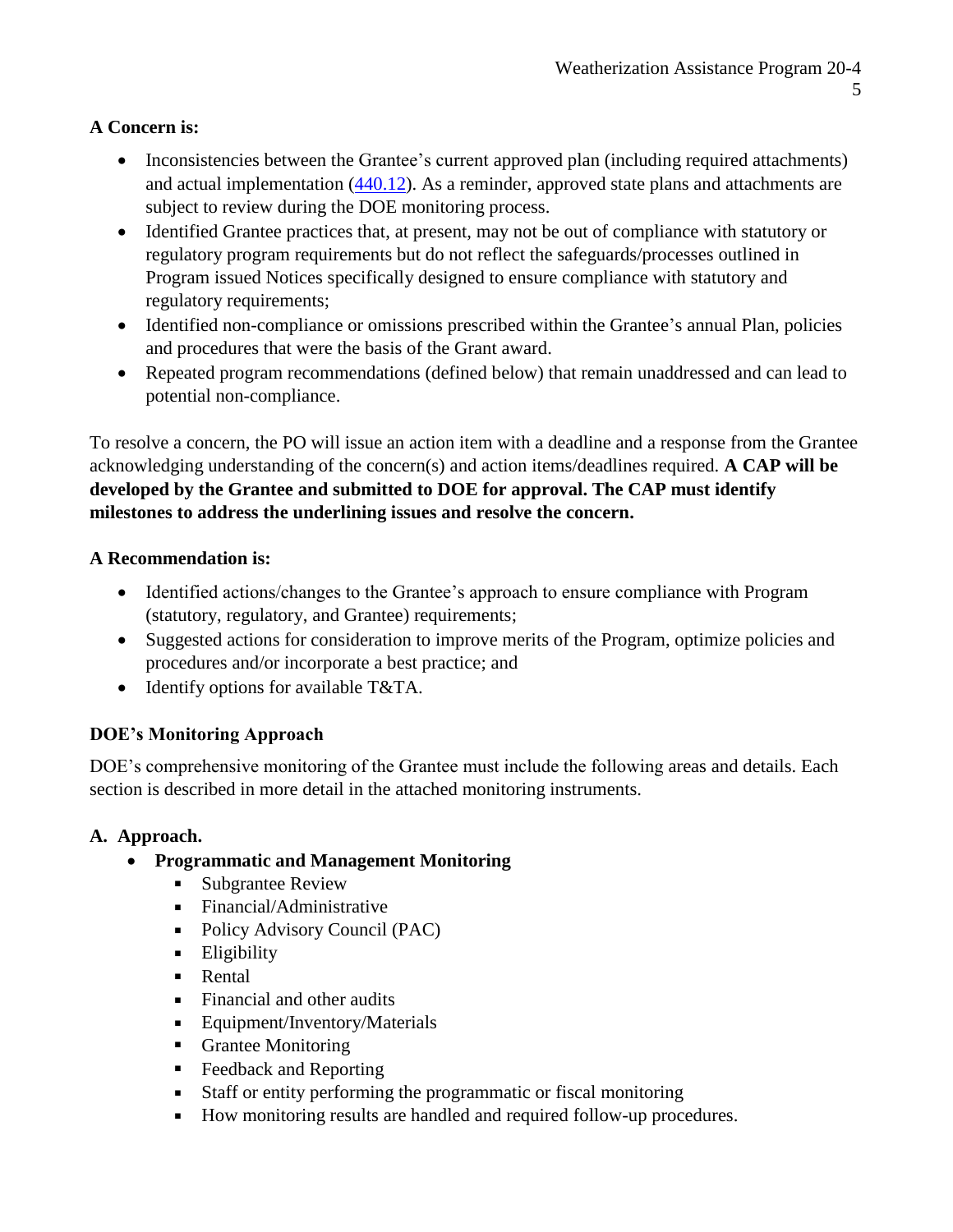**A Concern is:**

- Inconsistencies between the Grantee's current approved plan (including required attachments) and actual implementation ([440.12](440.12)). As a reminder, approved state plans and attachments are subject to review during the DOE monitoring process.
- Identified Grantee practices that, at present, may not be out of compliance with statutory or regulatory program requirements but do not reflect the safeguards/processes outlined in Program issued Notices specifically designed to ensure compliance with statutory and regulatory requirements;
- Identified non-compliance or omissions prescribed within the Grantee's annual Plan, policies and procedures that were the basis of the Grant award.
- Repeated program recommendations (defined below) that remain unaddressed and can lead to potential non-compliance.

To resolve a concern, the PO will issue an action item with a deadline and a response from the Grantee acknowledging understanding of the concern(s) and action items/deadlines required. **A CAP will be developed by the Grantee and submitted to DOE for approval. The CAP must identify milestones to address the underlining issues and resolve the concern.**

**A Recommendation is:**

- Identified actions/changes to the Grantee's approach to ensure compliance with Program (statutory, regulatory, and Grantee) requirements;
- Suggested actions for consideration to improve merits of the Program, optimize policies and procedures and/or incorporate a best practice; and
- Identify options for available T&TA.

**DOE's Monitoring Approach**

DOE's comprehensive monitoring of the Grantee must include the following areas and details. Each section is described in more detail in the attached monitoring instruments.

**A. Approach.**

- **Programmatic and Management Monitoring**
  - Subgrantee Review
  - Financial/Administrative
  - Policy Advisory Council (PAC)
  - Eligibility
  - Rental
  - Financial and other audits
  - Equipment/Inventory/Materials
  - Grantee Monitoring
  - Feedback and Reporting
  - Staff or entity performing the programmatic or fiscal monitoring
  - How monitoring results are handled and required follow-up procedures.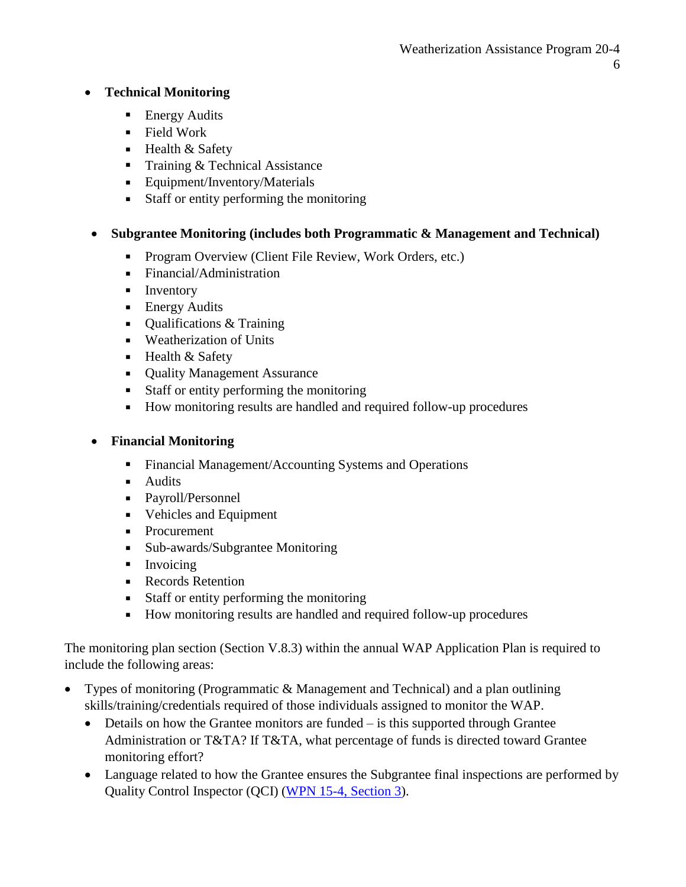- **Technical Monitoring**
  - Energy Audits
  - Field Work
  - Health & Safety
  - Training & Technical Assistance
  - Equipment/Inventory/Materials
  - Staff or entity performing the monitoring

- **Subgrantee Monitoring (includes both Programmatic & Management and Technical)**
  - Program Overview (Client File Review, Work Orders, etc.)
  - Financial/Administration
  - Inventory
  - Energy Audits
  - Qualifications & Training
  - Weatherization of Units
  - Health & Safety
  - Quality Management Assurance
  - Staff or entity performing the monitoring
  - How monitoring results are handled and required follow-up procedures

- **Financial Monitoring**
  - Financial Management/Accounting Systems and Operations
  - Audits
  - Payroll/Personnel
  - Vehicles and Equipment
  - Procurement
  - Sub-awards/Subgrantee Monitoring
  - Invoicing
  - Records Retention
  - Staff or entity performing the monitoring
  - How monitoring results are handled and required follow-up procedures

The monitoring plan section (Section V.8.3) within the annual WAP Application Plan is required to include the following areas:

- Types of monitoring (Programmatic & Management and Technical) and a plan outlining skills/training/credentials required of those individuals assigned to monitor the WAP.
  - Details on how the Grantee monitors are funded – is this supported through Grantee Administration or T&TA? If T&TA, what percentage of funds is directed toward Grantee monitoring effort?
  - Language related to how the Grantee ensures the Subgrantee final inspections are performed by Quality Control Inspector (QCI) (WPN 15-4, Section 3).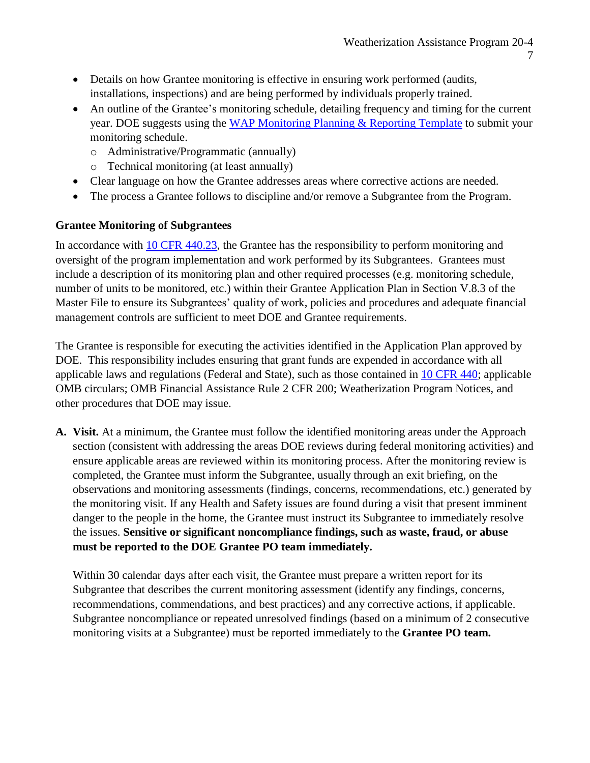- Details on how Grantee monitoring is effective in ensuring work performed (audits, installations, inspections) and are being performed by individuals properly trained.
- An outline of the Grantee's monitoring schedule, detailing frequency and timing for the current year. DOE suggests using the [WAP Monitoring Planning & Reporting Template]() to submit your monitoring schedule.
  - Administrative/Programmatic (annually)
  - Technical monitoring (at least annually)
- Clear language on how the Grantee addresses areas where corrective actions are needed.
- The process a Grantee follows to discipline and/or remove a Subgrantee from the Program.

**Grantee Monitoring of Subgrantees**

In accordance with [10 CFR 440.23](), the Grantee has the responsibility to perform monitoring and oversight of the program implementation and work performed by its Subgrantees. Grantees must include a description of its monitoring plan and other required processes (e.g. monitoring schedule, number of units to be monitored, etc.) within their Grantee Application Plan in Section V.8.3 of the Master File to ensure its Subgrantees' quality of work, policies and procedures and adequate financial management controls are sufficient to meet DOE and Grantee requirements.

The Grantee is responsible for executing the activities identified in the Application Plan approved by DOE. This responsibility includes ensuring that grant funds are expended in accordance with all applicable laws and regulations (Federal and State), such as those contained in [10 CFR 440](); applicable OMB circulars; OMB Financial Assistance Rule 2 CFR 200; Weatherization Program Notices, and other procedures that DOE may issue.

**A. Visit.** At a minimum, the Grantee must follow the identified monitoring areas under the Approach section (consistent with addressing the areas DOE reviews during federal monitoring activities) and ensure applicable areas are reviewed within its monitoring process. After the monitoring review is completed, the Grantee must inform the Subgrantee, usually through an exit briefing, on the observations and monitoring assessments (findings, concerns, recommendations, etc.) generated by the monitoring visit. If any Health and Safety issues are found during a visit that present imminent danger to the people in the home, the Grantee must instruct its Subgrantee to immediately resolve the issues. **Sensitive or significant noncompliance findings, such as waste, fraud, or abuse must be reported to the DOE Grantee PO team immediately.**

Within 30 calendar days after each visit, the Grantee must prepare a written report for its Subgrantee that describes the current monitoring assessment (identify any findings, concerns, recommendations, commendations, and best practices) and any corrective actions, if applicable. Subgrantee noncompliance or repeated unresolved findings (based on a minimum of 2 consecutive monitoring visits at a Subgrantee) must be reported immediately to the **Grantee PO team.**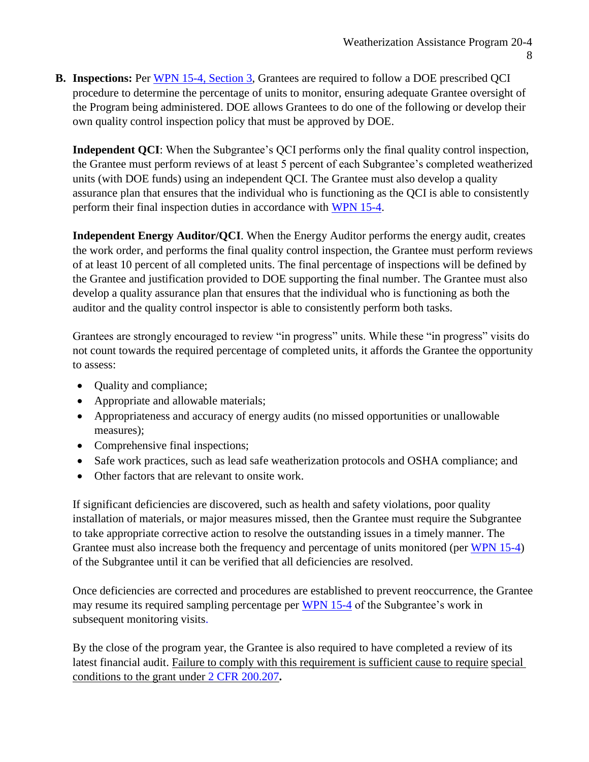**B. Inspections:** Per WPN 15-4, Section 3, Grantees are required to follow a DOE prescribed QCI procedure to determine the percentage of units to monitor, ensuring adequate Grantee oversight of the Program being administered. DOE allows Grantees to do one of the following or develop their own quality control inspection policy that must be approved by DOE.

**Independent QCI**: When the Subgrantee's QCI performs only the final quality control inspection, the Grantee must perform reviews of at least 5 percent of each Subgrantee's completed weatherized units (with DOE funds) using an independent QCI. The Grantee must also develop a quality assurance plan that ensures that the individual who is functioning as the QCI is able to consistently perform their final inspection duties in accordance with WPN 15-4.

**Independent Energy Auditor/QCI**. When the Energy Auditor performs the energy audit, creates the work order, and performs the final quality control inspection, the Grantee must perform reviews of at least 10 percent of all completed units. The final percentage of inspections will be defined by the Grantee and justification provided to DOE supporting the final number. The Grantee must also develop a quality assurance plan that ensures that the individual who is functioning as both the auditor and the quality control inspector is able to consistently perform both tasks.

Grantees are strongly encouraged to review "in progress" units. While these "in progress" visits do not count towards the required percentage of completed units, it affords the Grantee the opportunity to assess:

- Quality and compliance;
- Appropriate and allowable materials;
- Appropriateness and accuracy of energy audits (no missed opportunities or unallowable measures);
- Comprehensive final inspections;
- Safe work practices, such as lead safe weatherization protocols and OSHA compliance; and
- Other factors that are relevant to onsite work.

If significant deficiencies are discovered, such as health and safety violations, poor quality installation of materials, or major measures missed, then the Grantee must require the Subgrantee to take appropriate corrective action to resolve the outstanding issues in a timely manner. The Grantee must also increase both the frequency and percentage of units monitored (per WPN 15-4) of the Subgrantee until it can be verified that all deficiencies are resolved.

Once deficiencies are corrected and procedures are established to prevent reoccurrence, the Grantee may resume its required sampling percentage per WPN 15-4 of the Subgrantee's work in subsequent monitoring visits.

By the close of the program year, the Grantee is also required to have completed a review of its latest financial audit. Failure to comply with this requirement is sufficient cause to require special conditions to the grant under 2 CFR 200.207**.**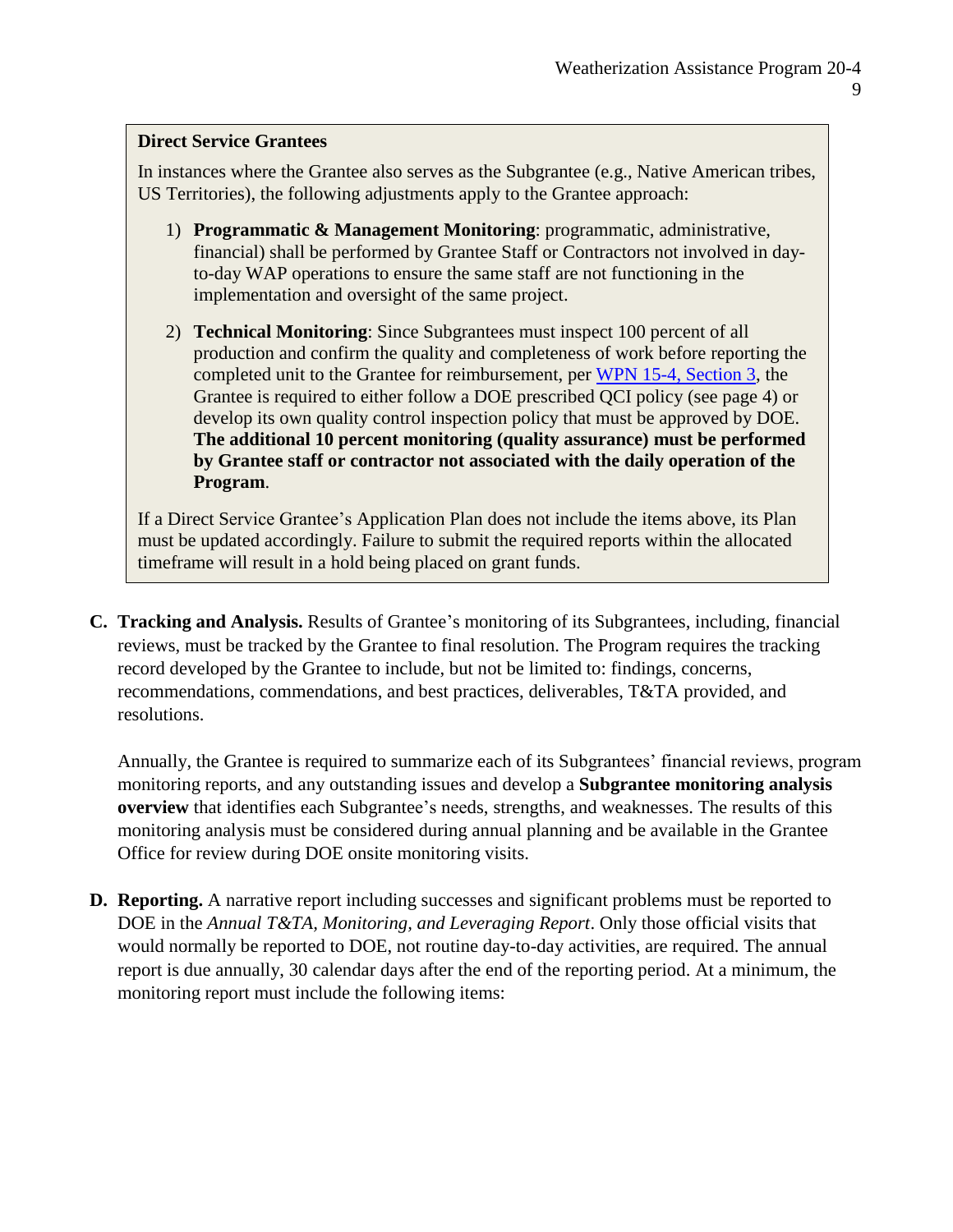**Direct Service Grantees**

In instances where the Grantee also serves as the Subgrantee (e.g., Native American tribes, US Territories), the following adjustments apply to the Grantee approach:

1) **Programmatic & Management Monitoring**: programmatic, administrative, financial) shall be performed by Grantee Staff or Contractors not involved in day-to-day WAP operations to ensure the same staff are not functioning in the implementation and oversight of the same project.

2) **Technical Monitoring**: Since Subgrantees must inspect 100 percent of all production and confirm the quality and completeness of work before reporting the completed unit to the Grantee for reimbursement, per WPN 15-4, Section 3, the Grantee is required to either follow a DOE prescribed QCI policy (see page 4) or develop its own quality control inspection policy that must be approved by DOE. **The additional 10 percent monitoring (quality assurance) must be performed by Grantee staff or contractor not associated with the daily operation of the Program**.

If a Direct Service Grantee's Application Plan does not include the items above, its Plan must be updated accordingly. Failure to submit the required reports within the allocated timeframe will result in a hold being placed on grant funds.

**C. Tracking and Analysis.** Results of Grantee's monitoring of its Subgrantees, including, financial reviews, must be tracked by the Grantee to final resolution. The Program requires the tracking record developed by the Grantee to include, but not be limited to: findings, concerns, recommendations, commendations, and best practices, deliverables, T&TA provided, and resolutions.

Annually, the Grantee is required to summarize each of its Subgrantees' financial reviews, program monitoring reports, and any outstanding issues and develop a **Subgrantee monitoring analysis overview** that identifies each Subgrantee's needs, strengths, and weaknesses. The results of this monitoring analysis must be considered during annual planning and be available in the Grantee Office for review during DOE onsite monitoring visits.

**D. Reporting.** A narrative report including successes and significant problems must be reported to DOE in the *Annual T&TA, Monitoring, and Leveraging Report*. Only those official visits that would normally be reported to DOE, not routine day-to-day activities, are required. The annual report is due annually, 30 calendar days after the end of the reporting period. At a minimum, the monitoring report must include the following items: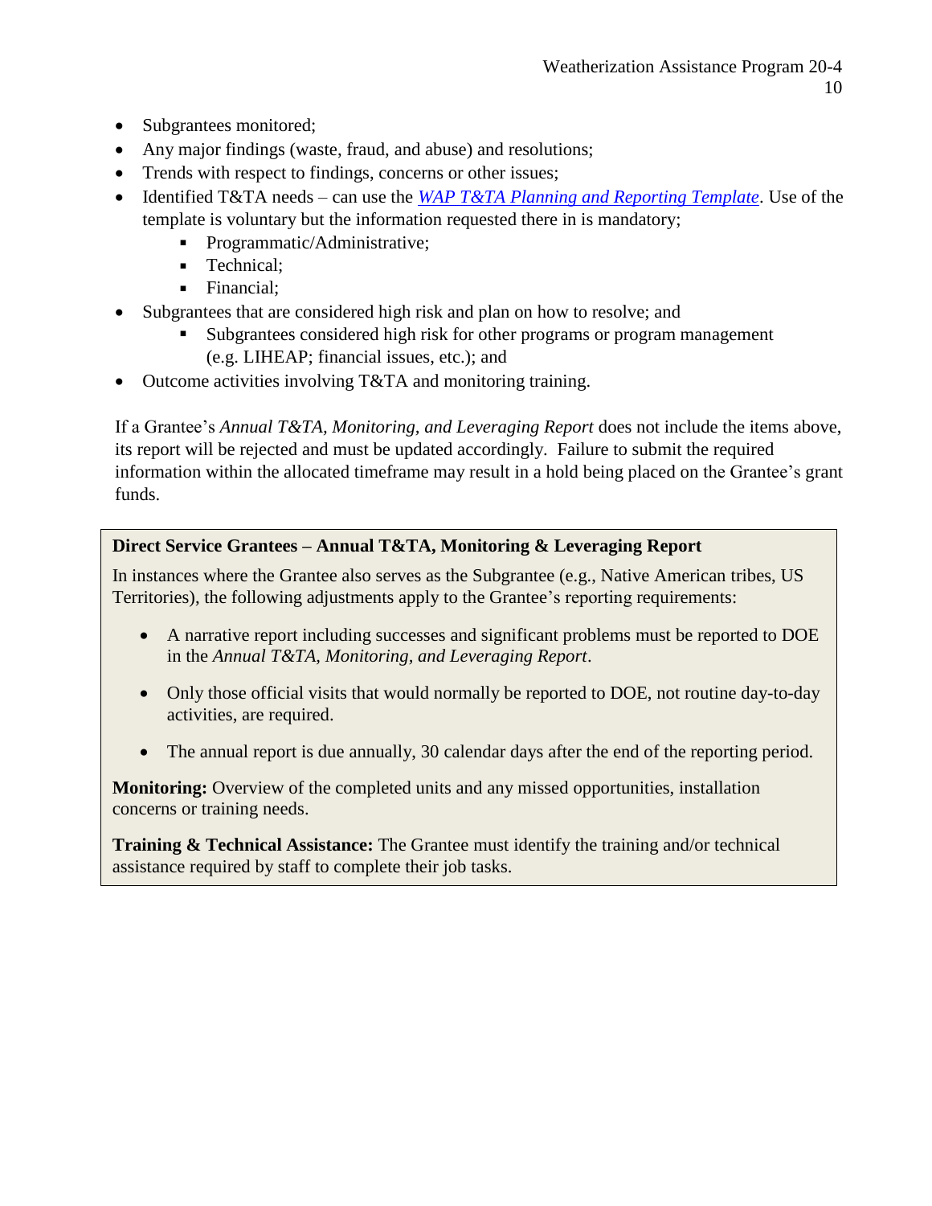- Subgrantees monitored;
- Any major findings (waste, fraud, and abuse) and resolutions;
- Trends with respect to findings, concerns or other issues;
- Identified T&TA needs – can use the *WAP T&TA Planning and Reporting Template*. Use of the template is voluntary but the information requested there in is mandatory;
  - Programmatic/Administrative;
  - Technical;
  - Financial;
- Subgrantees that are considered high risk and plan on how to resolve; and
  - Subgrantees considered high risk for other programs or program management (e.g. LIHEAP; financial issues, etc.); and
- Outcome activities involving T&TA and monitoring training.

If a Grantee's *Annual T&TA, Monitoring, and Leveraging Report* does not include the items above, its report will be rejected and must be updated accordingly. Failure to submit the required information within the allocated timeframe may result in a hold being placed on the Grantee's grant funds.

**Direct Service Grantees – Annual T&TA, Monitoring & Leveraging Report**

In instances where the Grantee also serves as the Subgrantee (e.g., Native American tribes, US Territories), the following adjustments apply to the Grantee's reporting requirements:

- A narrative report including successes and significant problems must be reported to DOE in the *Annual T&TA, Monitoring, and Leveraging Report*.
- Only those official visits that would normally be reported to DOE, not routine day-to-day activities, are required.
- The annual report is due annually, 30 calendar days after the end of the reporting period.

**Monitoring:** Overview of the completed units and any missed opportunities, installation concerns or training needs.

**Training & Technical Assistance:** The Grantee must identify the training and/or technical assistance required by staff to complete their job tasks.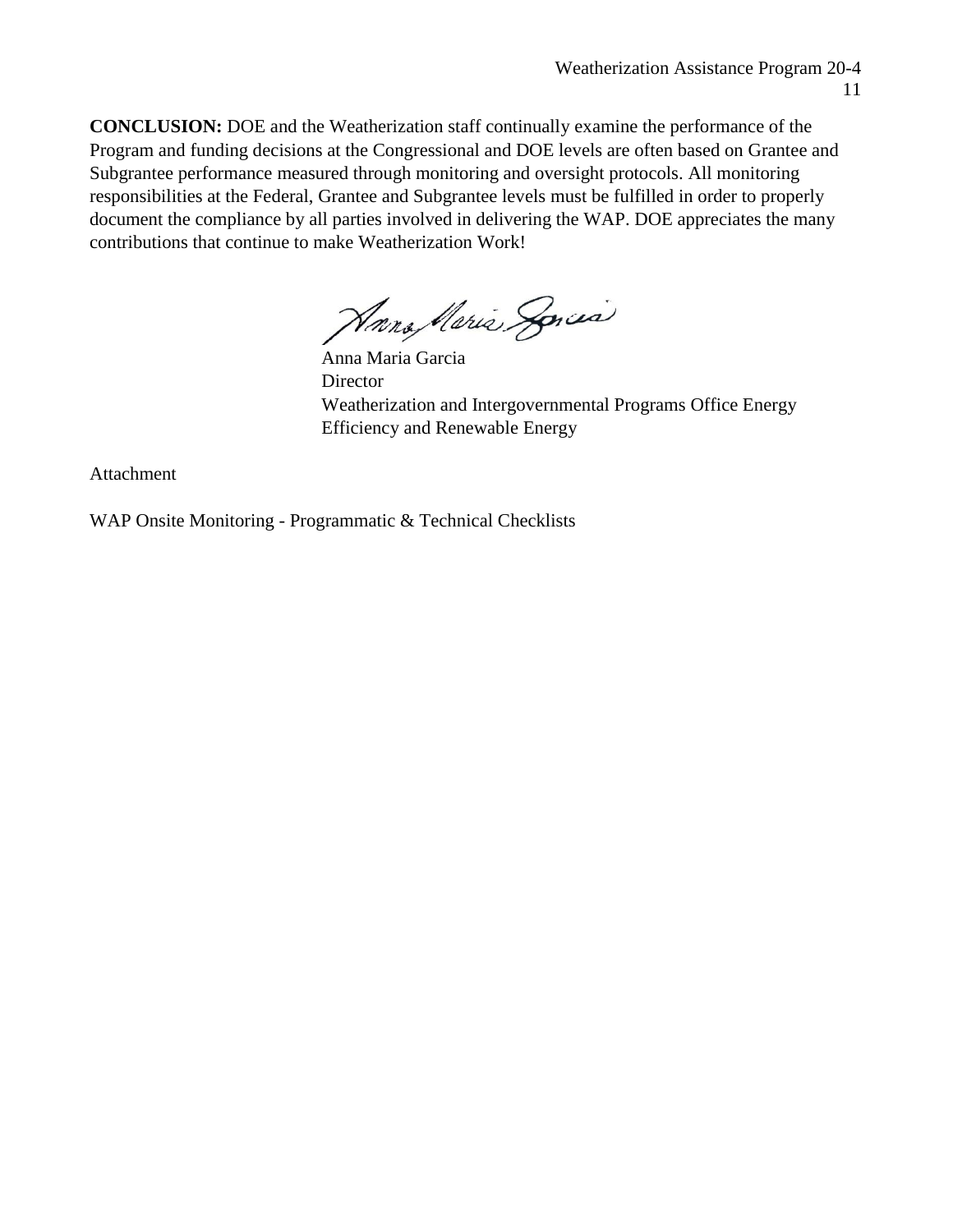**CONCLUSION:** DOE and the Weatherization staff continually examine the performance of the Program and funding decisions at the Congressional and DOE levels are often based on Grantee and Subgrantee performance measured through monitoring and oversight protocols. All monitoring responsibilities at the Federal, Grantee and Subgrantee levels must be fulfilled in order to properly document the compliance by all parties involved in delivering the WAP. DOE appreciates the many contributions that continue to make Weatherization Work!

Anna Maria Garcia
Director
Weatherization and Intergovernmental Programs Office Energy Efficiency and Renewable Energy

Attachment

WAP Onsite Monitoring - Programmatic & Technical Checklists